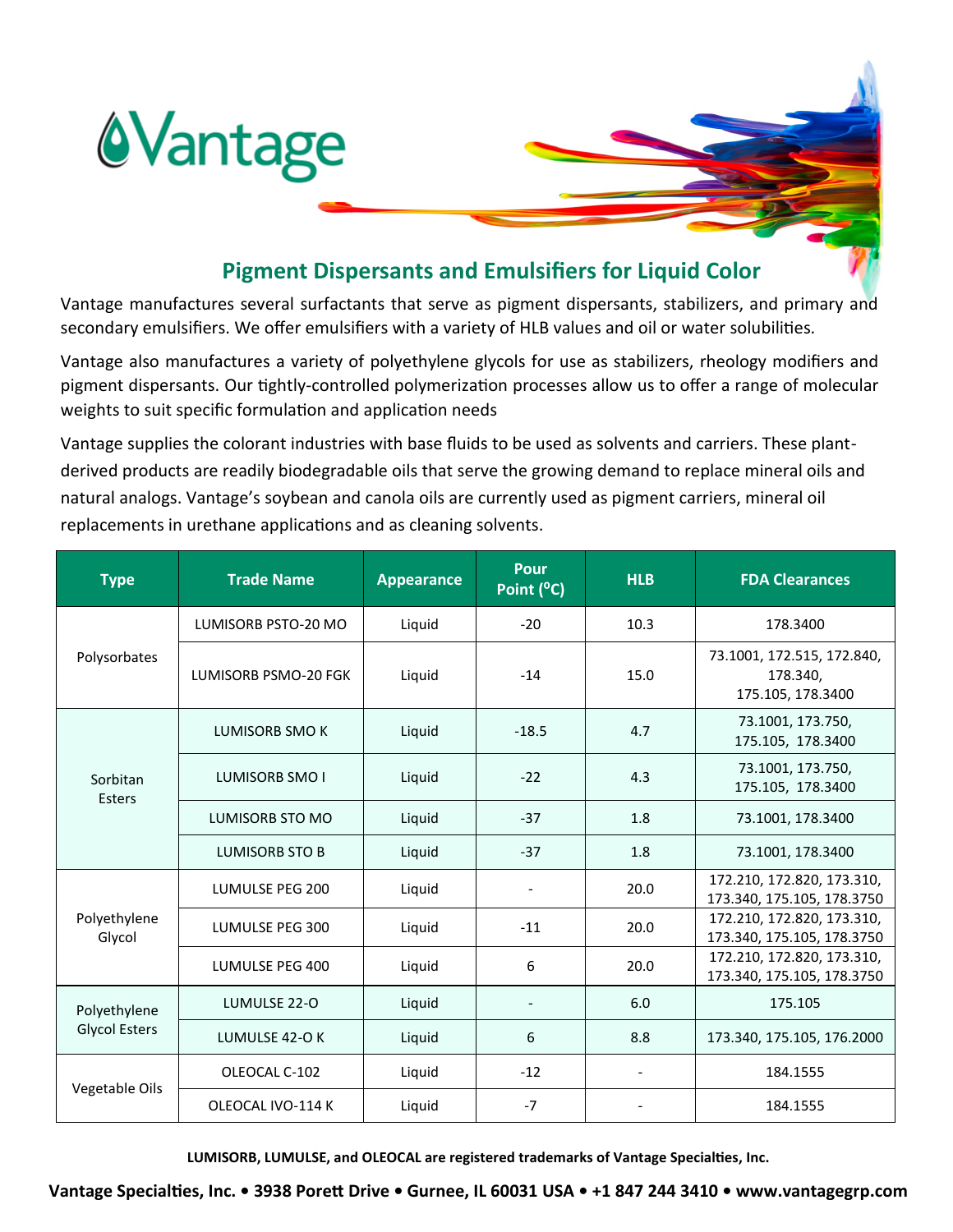# Vantage

## Pigment Dispersants and Emulsifiers for Liquid Color

Vantage manufactures several surfactants that serve as pigment dispersants, stabilizers, and primary and secondary emulsifiers. We offer emulsifiers with a variety of HLB values and oil or water solubilities.

Vantage also manufactures a variety of polyethylene glycols for use as stabilizers, rheology modifiers and pigment dispersants. Our tightly-controlled polymerization processes allow us to offer a range of molecular weights to suit specific formulation and application needs

Vantage supplies the colorant industries with base fluids to be used as solvents and carriers. These plant-derived products are readily biodegradable oils that serve the growing demand to replace mineral oils and natural analogs. Vantage's soybean and canola oils are currently used as pigment carriers, mineral oil replacements in urethane applications and as cleaning solvents.

| Type | Trade Name | Appearance | Pour Point (°C) | HLB | FDA Clearances |
|---|---|---|---|---|---|
| Polysorbates | LUMISORB PSTO-20 MO | Liquid | -20 | 10.3 | 178.3400 |
| | LUMISORB PSMO-20 FGK | Liquid | -14 | 15.0 | 73.1001, 172.515, 172.840, 178.340, 175.105, 178.3400 |
| Sorbitan Esters | LUMISORB SMO K | Liquid | -18.5 | 4.7 | 73.1001, 173.750, 175.105, 178.3400 |
| | LUMISORB SMO I | Liquid | -22 | 4.3 | 73.1001, 173.750, 175.105, 178.3400 |
| | LUMISORB STO MO | Liquid | -37 | 1.8 | 73.1001, 178.3400 |
| | LUMISORB STO B | Liquid | -37 | 1.8 | 73.1001, 178.3400 |
| Polyethylene Glycol | LUMULSE PEG 200 | Liquid | - | 20.0 | 172.210, 172.820, 173.310, 173.340, 175.105, 178.3750 |
| | LUMULSE PEG 300 | Liquid | -11 | 20.0 | 172.210, 172.820, 173.310, 173.340, 175.105, 178.3750 |
| | LUMULSE PEG 400 | Liquid | 6 | 20.0 | 172.210, 172.820, 173.310, 173.340, 175.105, 178.3750 |
| Polyethylene Glycol Esters | LUMULSE 22-O | Liquid | - | 6.0 | 175.105 |
| | LUMULSE 42-O K | Liquid | 6 | 8.8 | 173.340, 175.105, 176.2000 |
| Vegetable Oils | OLEOCAL C-102 | Liquid | -12 | - | 184.1555 |
| | OLEOCAL IVO-114 K | Liquid | -7 | - | 184.1555 |

**LUMISORB, LUMULSE, and OLEOCAL are registered trademarks of Vantage Specialties, Inc.**

**Vantage Specialties, Inc. • 3938 Porett Drive • Gurnee, IL 60031 USA • +1 847 244 3410 • www.vantagegrp.com**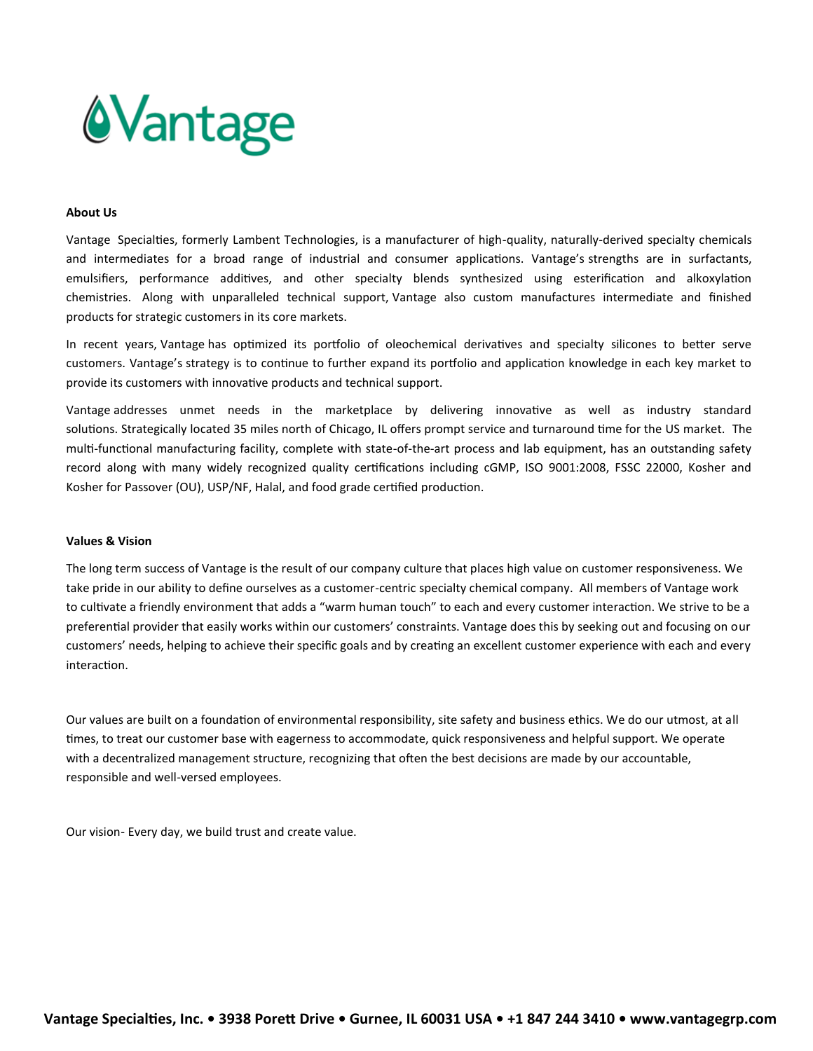Vantage

**About Us**

Vantage Specialties, formerly Lambent Technologies, is a manufacturer of high-quality, naturally-derived specialty chemicals and intermediates for a broad range of industrial and consumer applications. Vantage's strengths are in surfactants, emulsifiers, performance additives, and other specialty blends synthesized using esterification and alkoxylation chemistries. Along with unparalleled technical support, Vantage also custom manufactures intermediate and finished products for strategic customers in its core markets.

In recent years, Vantage has optimized its portfolio of oleochemical derivatives and specialty silicones to better serve customers. Vantage's strategy is to continue to further expand its portfolio and application knowledge in each key market to provide its customers with innovative products and technical support.

Vantage addresses unmet needs in the marketplace by delivering innovative as well as industry standard solutions. Strategically located 35 miles north of Chicago, IL offers prompt service and turnaround time for the US market. The multi-functional manufacturing facility, complete with state-of-the-art process and lab equipment, has an outstanding safety record along with many widely recognized quality certifications including cGMP, ISO 9001:2008, FSSC 22000, Kosher and Kosher for Passover (OU), USP/NF, Halal, and food grade certified production.

**Values & Vision**

The long term success of Vantage is the result of our company culture that places high value on customer responsiveness. We take pride in our ability to define ourselves as a customer-centric specialty chemical company. All members of Vantage work to cultivate a friendly environment that adds a "warm human touch" to each and every customer interaction. We strive to be a preferential provider that easily works within our customers' constraints. Vantage does this by seeking out and focusing on our customers' needs, helping to achieve their specific goals and by creating an excellent customer experience with each and every interaction.

Our values are built on a foundation of environmental responsibility, site safety and business ethics. We do our utmost, at all times, to treat our customer base with eagerness to accommodate, quick responsiveness and helpful support. We operate with a decentralized management structure, recognizing that often the best decisions are made by our accountable, responsible and well-versed employees.

Our vision- Every day, we build trust and create value.

**Vantage Specialties, Inc. • 3938 Porett Drive • Gurnee, IL 60031 USA • +1 847 244 3410 • www.vantagegrp.com**